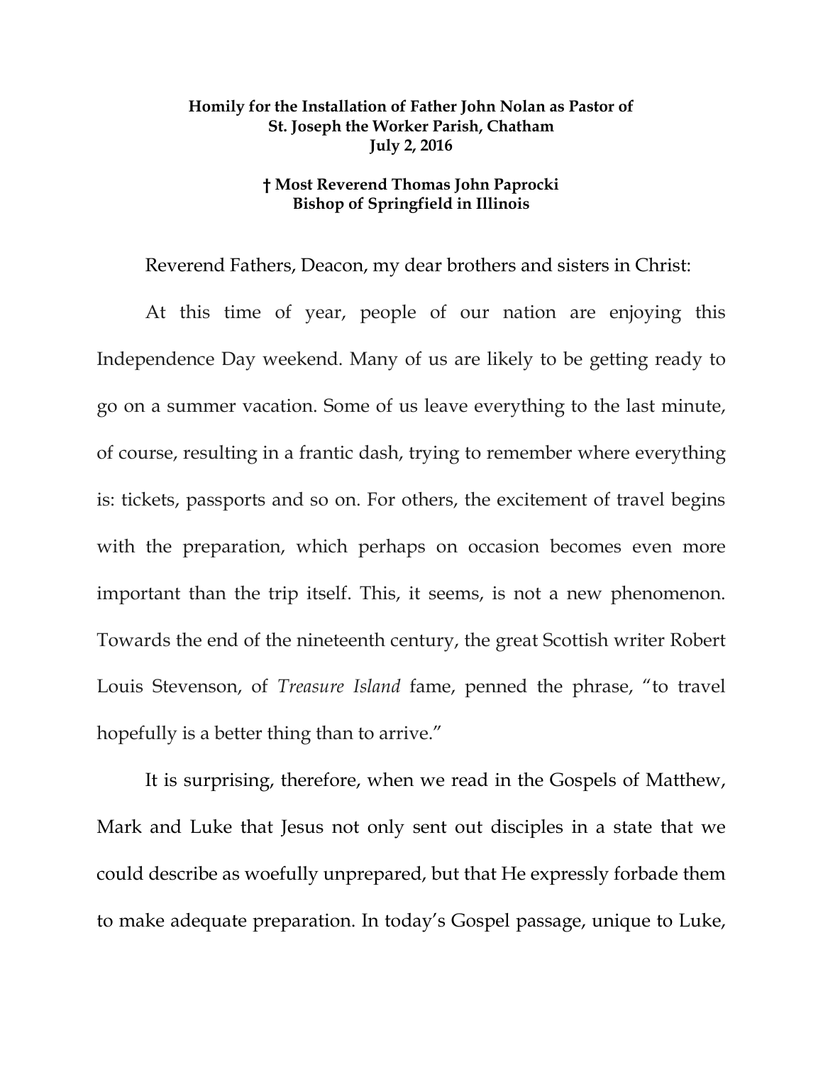**Homily for the Installation of Father John Nolan as Pastor of St. Joseph the Worker Parish, Chatham**
**July 2, 2016**

**† Most Reverend Thomas John Paprocki**
**Bishop of Springfield in Illinois**

Reverend Fathers, Deacon, my dear brothers and sisters in Christ:

At this time of year, people of our nation are enjoying this Independence Day weekend. Many of us are likely to be getting ready to go on a summer vacation. Some of us leave everything to the last minute, of course, resulting in a frantic dash, trying to remember where everything is: tickets, passports and so on. For others, the excitement of travel begins with the preparation, which perhaps on occasion becomes even more important than the trip itself. This, it seems, is not a new phenomenon. Towards the end of the nineteenth century, the great Scottish writer Robert Louis Stevenson, of *Treasure Island* fame, penned the phrase, "to travel hopefully is a better thing than to arrive."

It is surprising, therefore, when we read in the Gospels of Matthew, Mark and Luke that Jesus not only sent out disciples in a state that we could describe as woefully unprepared, but that He expressly forbade them to make adequate preparation. In today's Gospel passage, unique to Luke,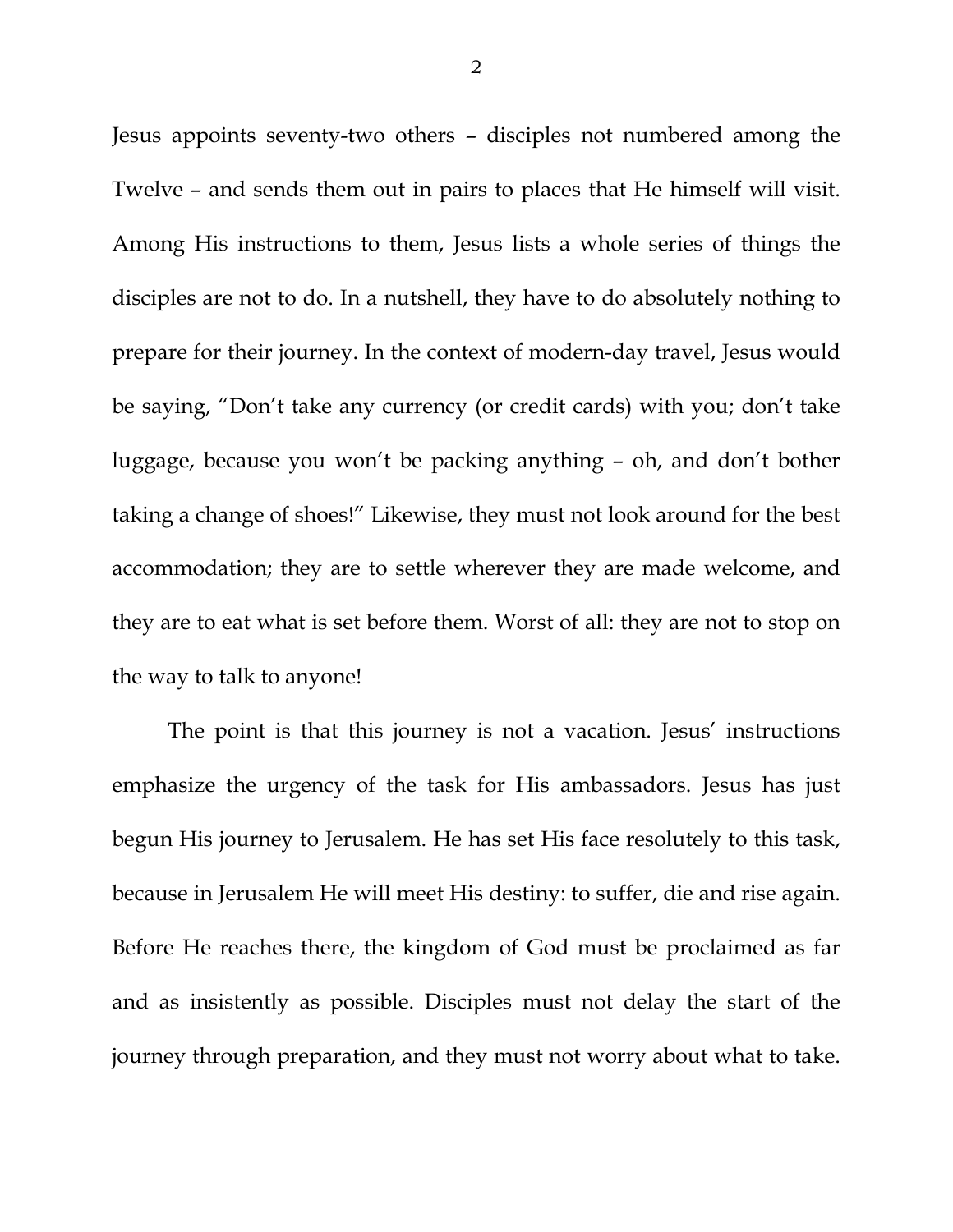Jesus appoints seventy-two others – disciples not numbered among the Twelve – and sends them out in pairs to places that He himself will visit. Among His instructions to them, Jesus lists a whole series of things the disciples are not to do. In a nutshell, they have to do absolutely nothing to prepare for their journey. In the context of modern-day travel, Jesus would be saying, "Don't take any currency (or credit cards) with you; don't take luggage, because you won't be packing anything – oh, and don't bother taking a change of shoes!" Likewise, they must not look around for the best accommodation; they are to settle wherever they are made welcome, and they are to eat what is set before them. Worst of all: they are not to stop on the way to talk to anyone!

The point is that this journey is not a vacation. Jesus' instructions emphasize the urgency of the task for His ambassadors. Jesus has just begun His journey to Jerusalem. He has set His face resolutely to this task, because in Jerusalem He will meet His destiny: to suffer, die and rise again. Before He reaches there, the kingdom of God must be proclaimed as far and as insistently as possible. Disciples must not delay the start of the journey through preparation, and they must not worry about what to take.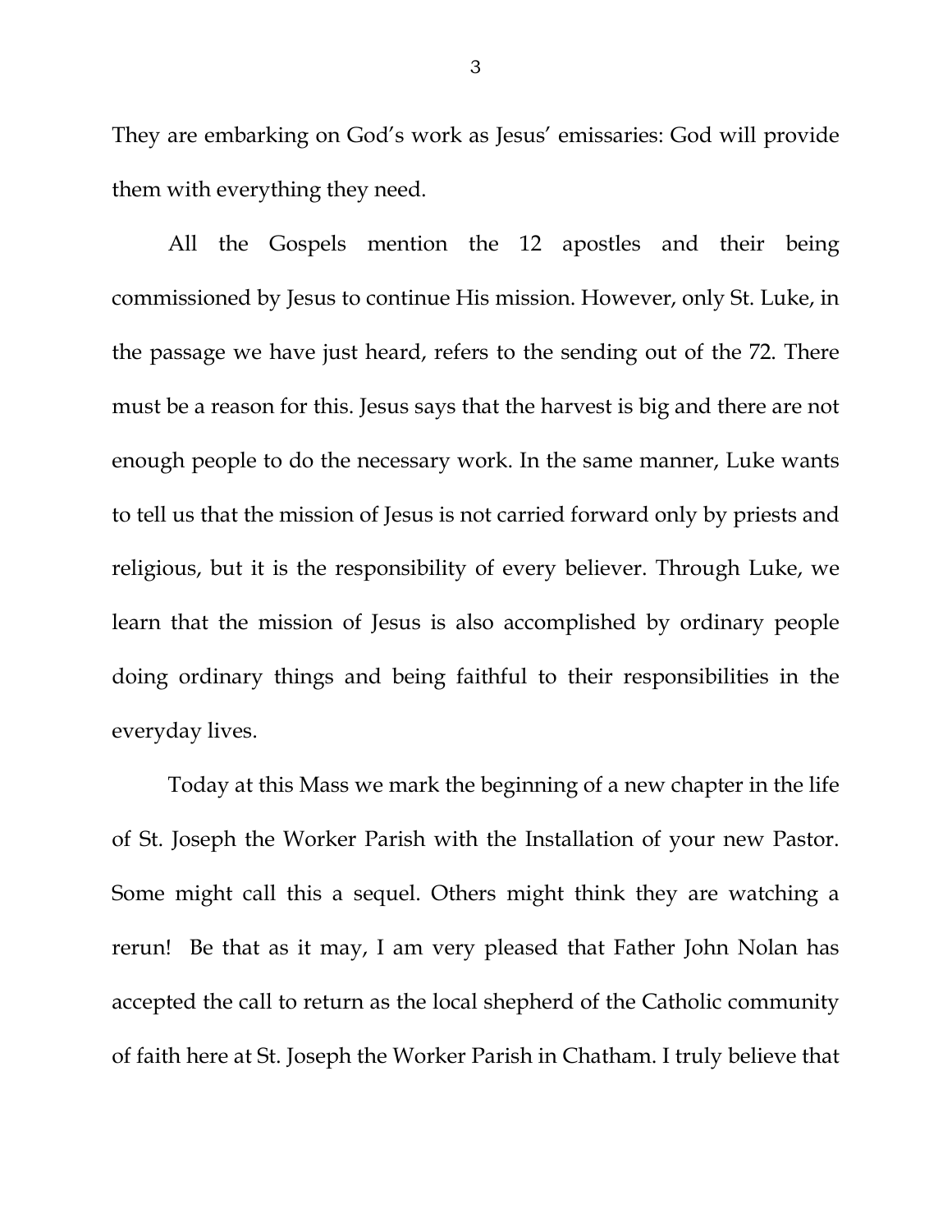They are embarking on God's work as Jesus' emissaries: God will provide them with everything they need.

All the Gospels mention the 12 apostles and their being commissioned by Jesus to continue His mission. However, only St. Luke, in the passage we have just heard, refers to the sending out of the 72. There must be a reason for this. Jesus says that the harvest is big and there are not enough people to do the necessary work. In the same manner, Luke wants to tell us that the mission of Jesus is not carried forward only by priests and religious, but it is the responsibility of every believer. Through Luke, we learn that the mission of Jesus is also accomplished by ordinary people doing ordinary things and being faithful to their responsibilities in the everyday lives.

Today at this Mass we mark the beginning of a new chapter in the life of St. Joseph the Worker Parish with the Installation of your new Pastor. Some might call this a sequel. Others might think they are watching a rerun! Be that as it may, I am very pleased that Father John Nolan has accepted the call to return as the local shepherd of the Catholic community of faith here at St. Joseph the Worker Parish in Chatham. I truly believe that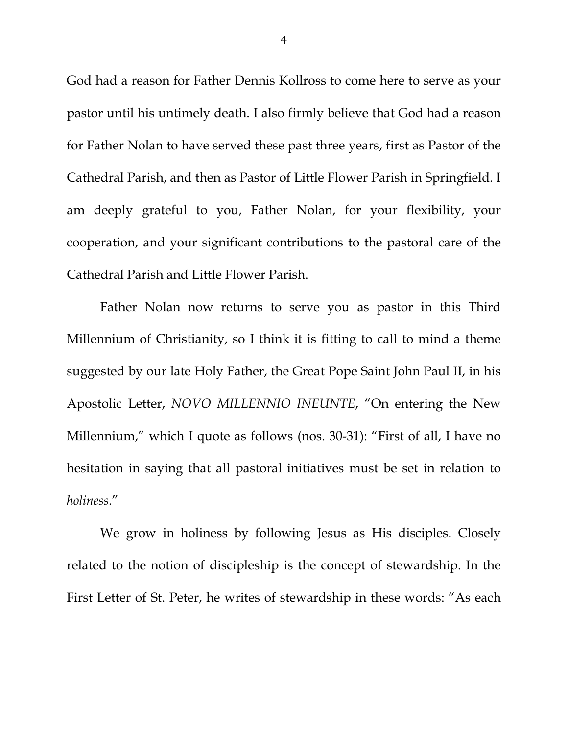God had a reason for Father Dennis Kollross to come here to serve as your pastor until his untimely death. I also firmly believe that God had a reason for Father Nolan to have served these past three years, first as Pastor of the Cathedral Parish, and then as Pastor of Little Flower Parish in Springfield. I am deeply grateful to you, Father Nolan, for your flexibility, your cooperation, and your significant contributions to the pastoral care of the Cathedral Parish and Little Flower Parish.

Father Nolan now returns to serve you as pastor in this Third Millennium of Christianity, so I think it is fitting to call to mind a theme suggested by our late Holy Father, the Great Pope Saint John Paul II, in his Apostolic Letter, *NOVO MILLENNIO INEUNTE*, "On entering the New Millennium," which I quote as follows (nos. 30-31): "First of all, I have no hesitation in saying that all pastoral initiatives must be set in relation to *holiness*."

We grow in holiness by following Jesus as His disciples. Closely related to the notion of discipleship is the concept of stewardship. In the First Letter of St. Peter, he writes of stewardship in these words: "As each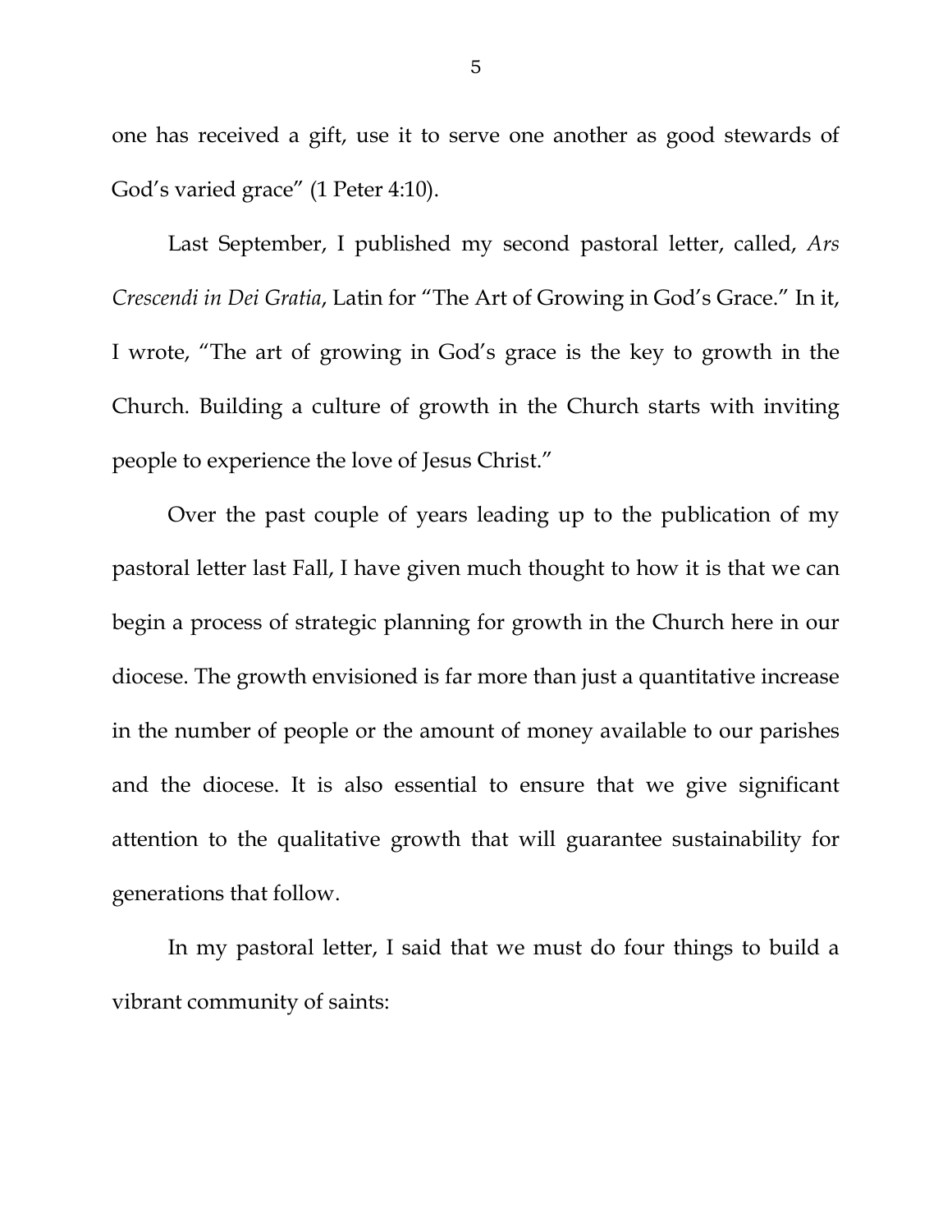one has received a gift, use it to serve one another as good stewards of God's varied grace" (1 Peter 4:10).

Last September, I published my second pastoral letter, called, *Ars Crescendi in Dei Gratia*, Latin for "The Art of Growing in God's Grace." In it, I wrote, "The art of growing in God's grace is the key to growth in the Church. Building a culture of growth in the Church starts with inviting people to experience the love of Jesus Christ."

Over the past couple of years leading up to the publication of my pastoral letter last Fall, I have given much thought to how it is that we can begin a process of strategic planning for growth in the Church here in our diocese. The growth envisioned is far more than just a quantitative increase in the number of people or the amount of money available to our parishes and the diocese. It is also essential to ensure that we give significant attention to the qualitative growth that will guarantee sustainability for generations that follow.

In my pastoral letter, I said that we must do four things to build a vibrant community of saints: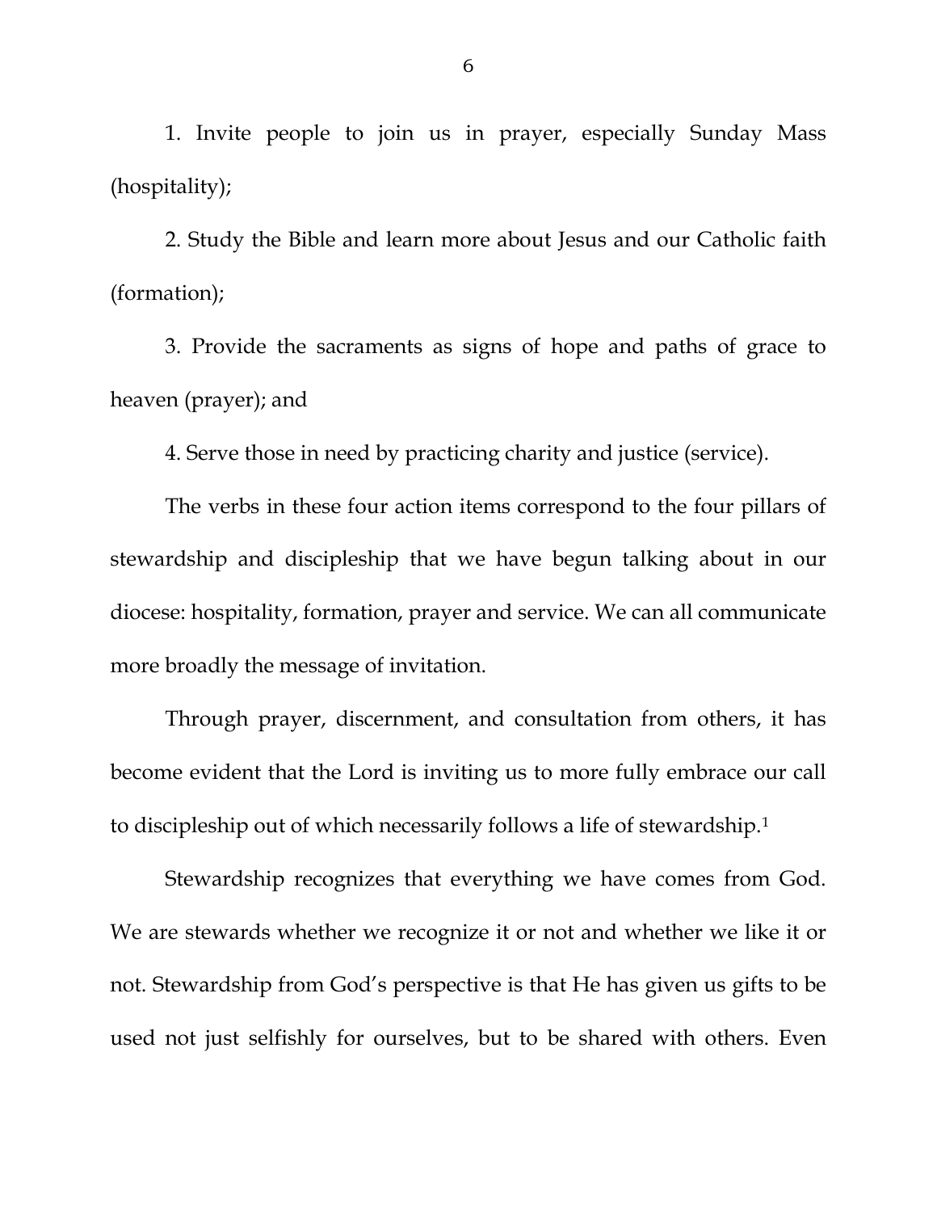1. Invite people to join us in prayer, especially Sunday Mass (hospitality);

2. Study the Bible and learn more about Jesus and our Catholic faith (formation);

3. Provide the sacraments as signs of hope and paths of grace to heaven (prayer); and

4. Serve those in need by practicing charity and justice (service).

The verbs in these four action items correspond to the four pillars of stewardship and discipleship that we have begun talking about in our diocese: hospitality, formation, prayer and service. We can all communicate more broadly the message of invitation.

Through prayer, discernment, and consultation from others, it has become evident that the Lord is inviting us to more fully embrace our call to discipleship out of which necessarily follows a life of stewardship.[1]

Stewardship recognizes that everything we have comes from God. We are stewards whether we recognize it or not and whether we like it or not. Stewardship from God's perspective is that He has given us gifts to be used not just selfishly for ourselves, but to be shared with others. Even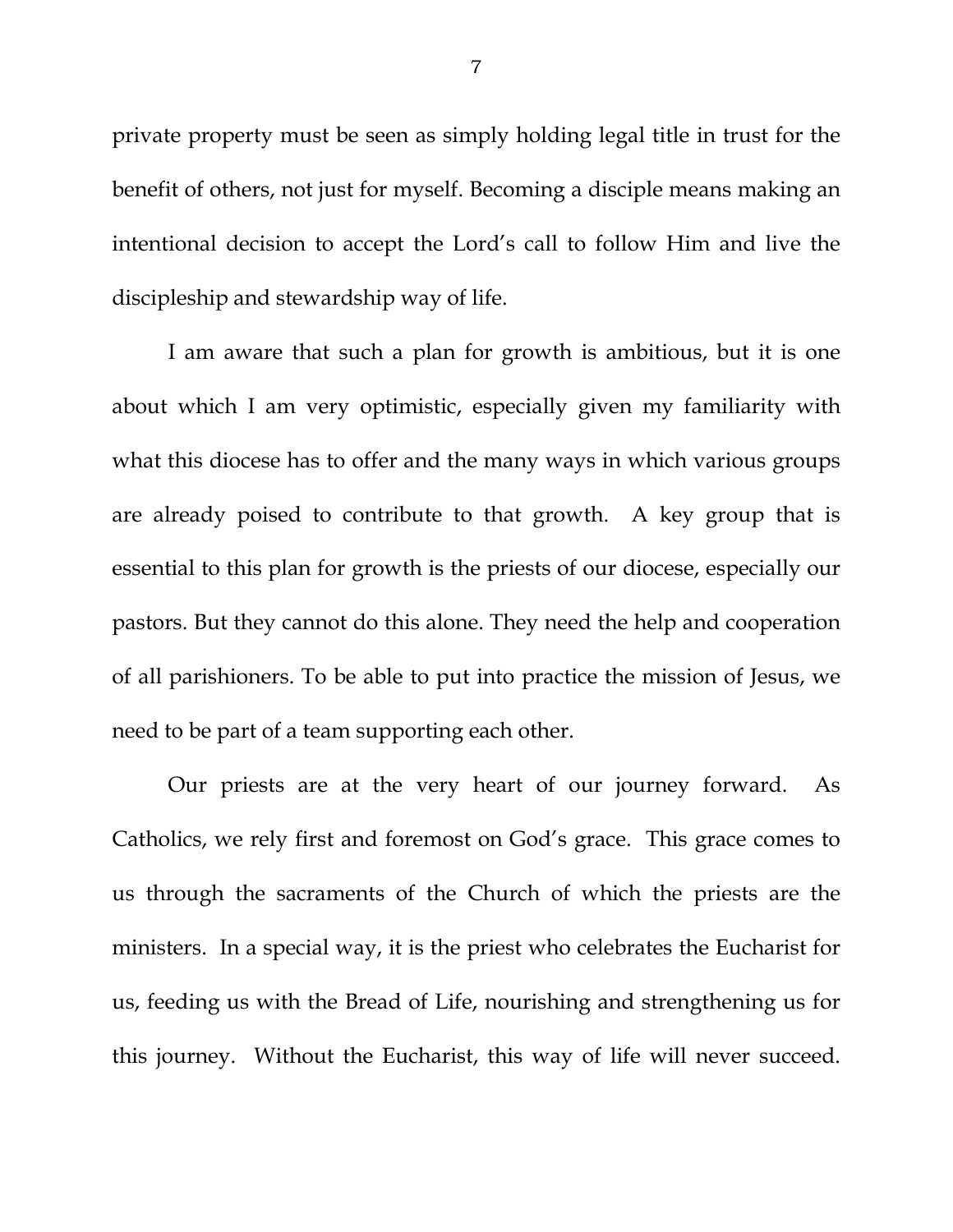private property must be seen as simply holding legal title in trust for the benefit of others, not just for myself. Becoming a disciple means making an intentional decision to accept the Lord's call to follow Him and live the discipleship and stewardship way of life.

I am aware that such a plan for growth is ambitious, but it is one about which I am very optimistic, especially given my familiarity with what this diocese has to offer and the many ways in which various groups are already poised to contribute to that growth. A key group that is essential to this plan for growth is the priests of our diocese, especially our pastors. But they cannot do this alone. They need the help and cooperation of all parishioners. To be able to put into practice the mission of Jesus, we need to be part of a team supporting each other.

Our priests are at the very heart of our journey forward. As Catholics, we rely first and foremost on God's grace. This grace comes to us through the sacraments of the Church of which the priests are the ministers. In a special way, it is the priest who celebrates the Eucharist for us, feeding us with the Bread of Life, nourishing and strengthening us for this journey. Without the Eucharist, this way of life will never succeed.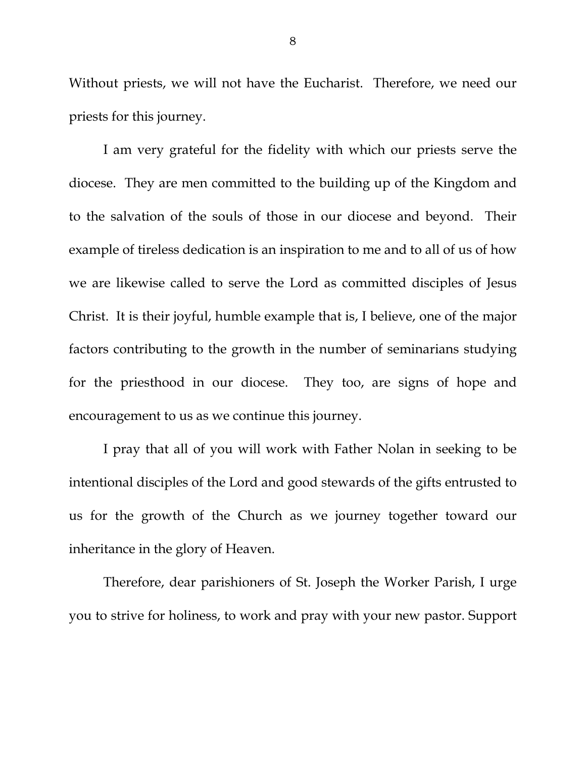Without priests, we will not have the Eucharist. Therefore, we need our priests for this journey.

I am very grateful for the fidelity with which our priests serve the diocese. They are men committed to the building up of the Kingdom and to the salvation of the souls of those in our diocese and beyond. Their example of tireless dedication is an inspiration to me and to all of us of how we are likewise called to serve the Lord as committed disciples of Jesus Christ. It is their joyful, humble example that is, I believe, one of the major factors contributing to the growth in the number of seminarians studying for the priesthood in our diocese. They too, are signs of hope and encouragement to us as we continue this journey.

I pray that all of you will work with Father Nolan in seeking to be intentional disciples of the Lord and good stewards of the gifts entrusted to us for the growth of the Church as we journey together toward our inheritance in the glory of Heaven.

Therefore, dear parishioners of St. Joseph the Worker Parish, I urge you to strive for holiness, to work and pray with your new pastor. Support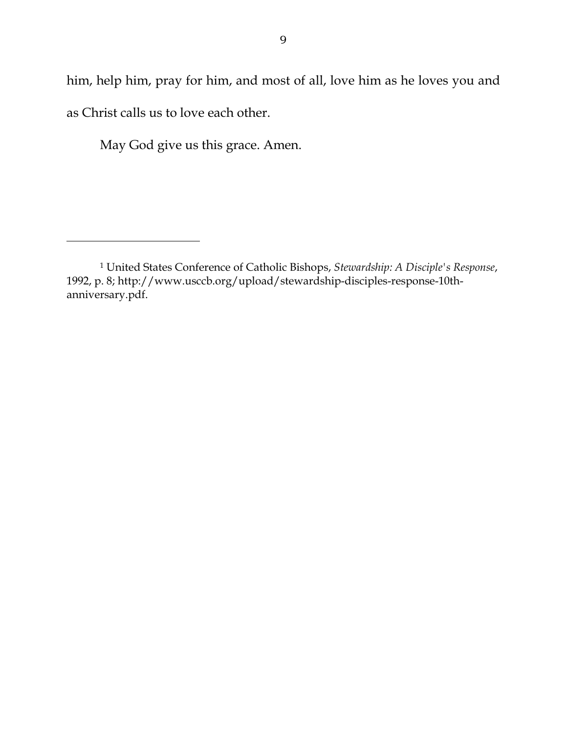him, help him, pray for him, and most of all, love him as he loves you and as Christ calls us to love each other.

May God give us this grace. Amen.

---

[1] United States Conference of Catholic Bishops, *Stewardship: A Disciple's Response*, 1992, p. 8; http://www.usccb.org/upload/stewardship-disciples-response-10th-anniversary.pdf.